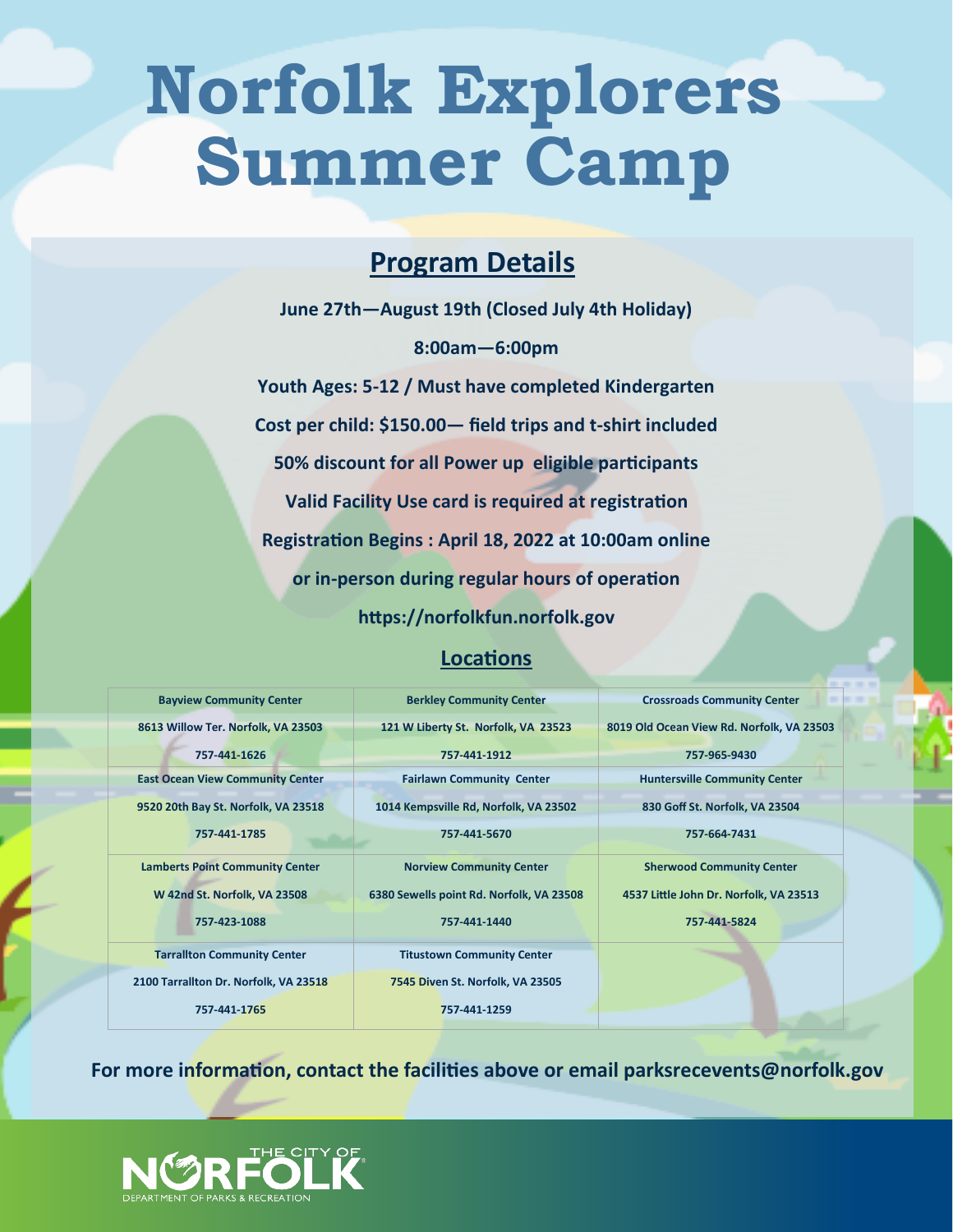# Norfolk Explorers Summer Camp

## Program Details

**June 27th—August 19th (Closed July 4th Holiday)**

**8:00am—6:00pm**

**Youth Ages: 5-12 / Must have completed Kindergarten**

**Cost per child: $150.00— field trips and t-shirt included**

**50% discount for all Power up eligible participants**

**Valid Facility Use card is required at registration**

**Registration Begins : April 18, 2022 at 10:00am online**

**or in-person during regular hours of operation**

**https://norfolkfun.norfolk.gov**

## Locations

| | | |
|---|---|---|
| **Bayview Community Center**<br>8613 Willow Ter. Norfolk, VA 23503<br>757-441-1626 | **Berkley Community Center**<br>121 W Liberty St. Norfolk, VA 23523<br>757-441-1912 | **Crossroads Community Center**<br>8019 Old Ocean View Rd. Norfolk, VA 23503<br>757-965-9430 |
| **East Ocean View Community Center**<br>9520 20th Bay St. Norfolk, VA 23518<br>757-441-1785 | **Fairlawn Community Center**<br>1014 Kempsville Rd, Norfolk, VA 23502<br>757-441-5670 | **Huntersville Community Center**<br>830 Goff St. Norfolk, VA 23504<br>757-664-7431 |
| **Lamberts Point Community Center**<br>W 42nd St. Norfolk, VA 23508<br>757-423-1088 | **Norview Community Center**<br>6380 Sewells point Rd. Norfolk, VA 23508<br>757-441-1440 | **Sherwood Community Center**<br>4537 Little John Dr. Norfolk, VA 23513<br>757-441-5824 |
| **Tarrallton Community Center**<br>2100 Tarrallton Dr. Norfolk, VA 23518<br>757-441-1765 | **Titustown Community Center**<br>7545 Diven St. Norfolk, VA 23505<br>757-441-1259 | |

**For more information, contact the facilities above or email parksrecevents@norfolk.gov**

THE CITY OF NORFOLK
DEPARTMENT OF PARKS & RECREATION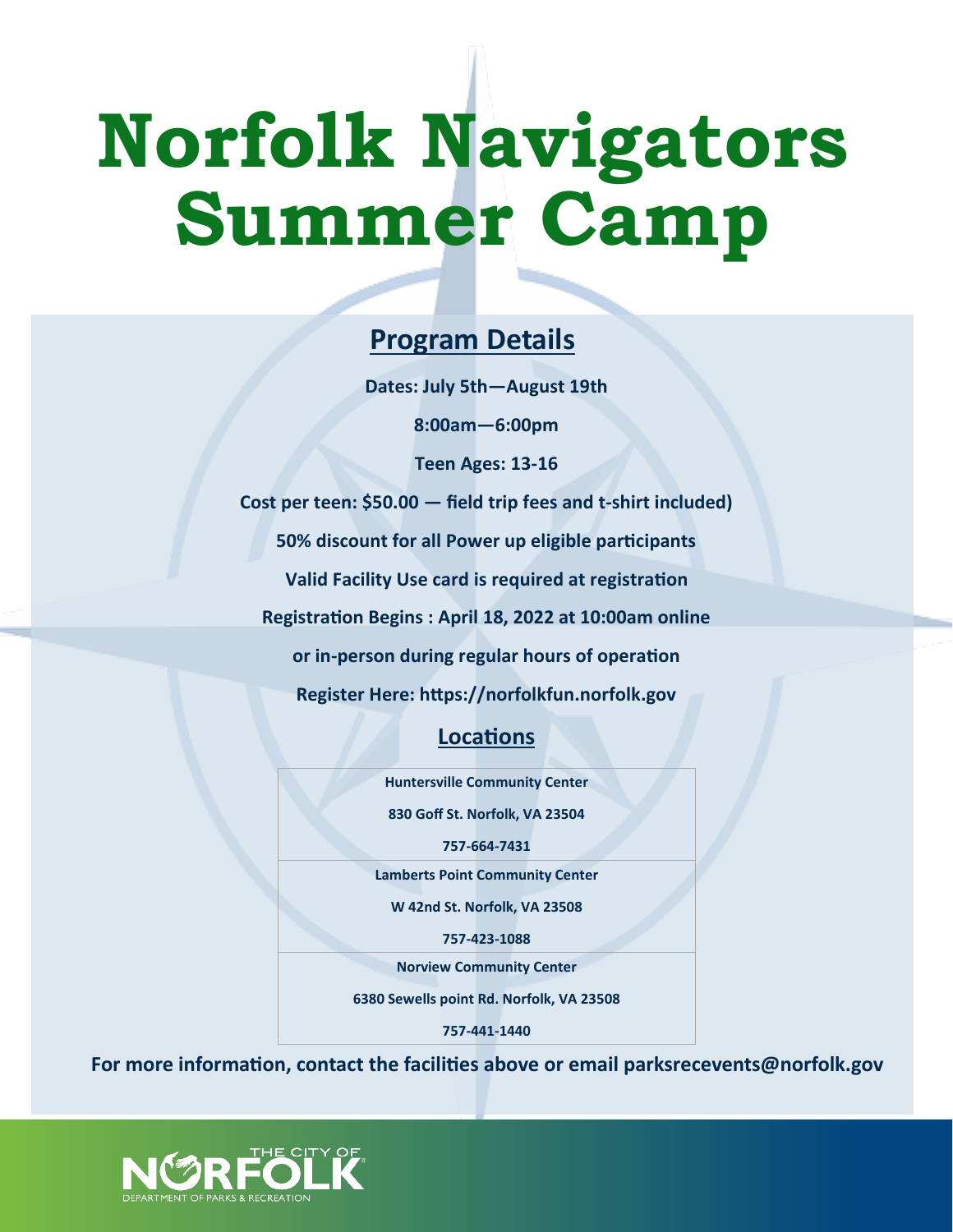# Norfolk Navigators Summer Camp

## Program Details

**Dates: July 5th—August 19th**

**8:00am—6:00pm**

**Teen Ages: 13-16**

**Cost per teen: $50.00 — field trip fees and t-shirt included)**

**50% discount for all Power up eligible participants**

**Valid Facility Use card is required at registration**

**Registration Begins : April 18, 2022 at 10:00am online**

**or in-person during regular hours of operation**

**Register Here: https://norfolkfun.norfolk.gov**

## Locations

| |
|---|
| **Huntersville Community Center**<br>**830 Goff St. Norfolk, VA 23504**<br>**757-664-7431** |
| **Lamberts Point Community Center**<br>**W 42nd St. Norfolk, VA 23508**<br>**757-423-1088** |
| **Norview Community Center**<br>**6380 Sewells point Rd. Norfolk, VA 23508**<br>**757-441-1440** |

**For more information, contact the facilities above or email parksrecevents@norfolk.gov**

THE CITY OF NORFOLK
DEPARTMENT OF PARKS & RECREATION